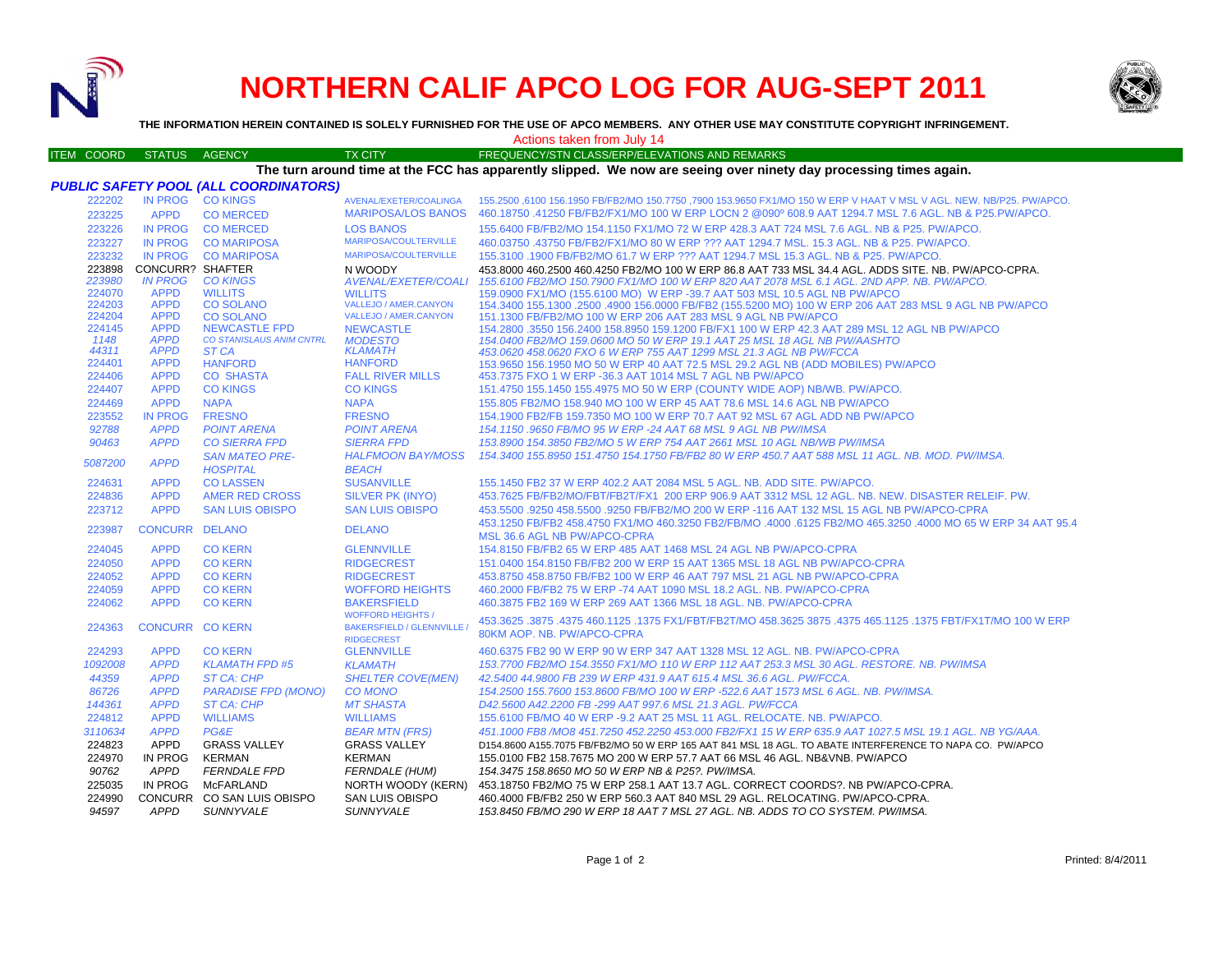# NORTHERN CALIF APCO LOG FOR AUG-SEPT 2011

**THE INFORMATION HEREIN CONTAINED IS SOLELY FURNISHED FOR THE USE OF APCO MEMBERS. ANY OTHER USE MAY CONSTITUTE COPYRIGHT INFRINGEMENT.**

Actions taken from July 14

**The turn around time at the FCC has apparently slipped. We now are seeing over ninety day processing times again.**

### *PUBLIC SAFETY POOL (ALL COORDINATORS)*

| ITEM COORD | STATUS | AGENCY | TX CITY | FREQUENCY/STN CLASS/ERP/ELEVATIONS AND REMARKS |
|---|---|---|---|---|
| 222202 | IN PROG | CO KINGS | AVENAL/EXETER/COALINGA | 155.2500 ,6100 156.1950 FB/FB2/MO 150.7750 ,7900 153.9650 FX1/MO 150 W ERP V HAAT V MSL V AGL. NEW. NB/P25. PW/APCO. |
| 223225 | APPD | CO MERCED | MARIPOSA/LOS BANOS | 460.18750 .41250 FB/FB2/FX1/MO 100 W ERP LOCN 2 @090º 608.9 AAT 1294.7 MSL 7.6 AGL. NB & P25.PW/APCO. |
| 223226 | IN PROG | CO MERCED | LOS BANOS | 155.6400 FB/FB2/MO 154.1150 FX1/MO 72 W ERP 428.3 AAT 724 MSL 7.6 AGL. NB & P25. PW/APCO. |
| 223227 | IN PROG | CO MARIPOSA | MARIPOSA/COULTERVILLE | 460.03750 .43750 FB/FB2/FX1/MO 80 W ERP ??? AAT 1294.7 MSL. 15.3 AGL. NB & P25. PW/APCO. |
| 223232 | IN PROG | CO MARIPOSA | MARIPOSA/COULTERVILLE | 155.3100 .1900 FB/FB2/MO 61.7 W ERP ??? AAT 1294.7 MSL 15.3 AGL. NB & P25. PW/APCO. |
| 223898 | CONCURR? | SHAFTER | N WOODY | 453.8000 460.2500 460.4250 FB2/MO 100 W ERP 86.8 AAT 733 MSL 34.4 AGL. ADDS SITE. NB. PW/APCO-CPRA. |
| *223980* | *IN PROG* | *CO KINGS* | *AVENAL/EXETER/COALI* | *155.6100 FB2/MO 150.7900 FX1/MO 100 W ERP 820 AAT 2078 MSL 6.1 AGL. 2ND APP. NB. PW/APCO.* |
| 224070 | APPD | WILLITS | WILLITS | 159.0900 FX1/MO (155.6100 MO) W ERP -39.7 AAT 503 MSL 10.5 AGL NB PW/APCO |
| 224203 | APPD | CO SOLANO | VALLEJO / AMER.CANYON | 154.3400 155.1300 .2500 .4900 156.0000 FB/FB2 (155.5200 MO) 100 W ERP 206 AAT 283 MSL 9 AGL NB PW/APCO |
| 224204 | APPD | CO SOLANO | VALLEJO / AMER.CANYON | 151.1300 FB/FB2/MO 100 W ERP 206 AAT 283 MSL 9 AGL NB PW/APCO |
| 224145 | APPD | NEWCASTLE FPD | NEWCASTLE | 154.2800 .3550 156.2400 158.8950 159.1200 FB/FX1 100 W ERP 42.3 AAT 289 MSL 12 AGL NB PW/APCO |
| *1148* | *APPD* | *CO STANISLAUS ANIM CNTRL* | *MODESTO* | *154.0400 FB2/MO 159.0600 MO 50 W ERP 19.1 AAT 25 MSL 18 AGL NB PW/AASHTO* |
| *44311* | *APPD* | *ST CA* | *KLAMATH* | *453.0620 458.0620 FXO 6 W ERP 755 AAT 1299 MSL 21.3 AGL NB PW/FCCA* |
| 224401 | APPD | HANFORD | HANFORD | 153.9650 156.1950 MO 50 W ERP 40 AAT 72.5 MSL 29.2 AGL NB (ADD MOBILES) PW/APCO |
| 224406 | APPD | CO SHASTA | FALL RIVER MILLS | 453.7375 FXO 1 W ERP -36.3 AAT 1014 MSL 7 AGL NB PW/APCO |
| 224407 | APPD | CO KINGS | CO KINGS | 151.4750 155.1450 155.4975 MO 50 W ERP (COUNTY WIDE AOP) NB/WB. PW/APCO. |
| 224469 | APPD | NAPA | NAPA | 155.805 FB2/MO 158.940 MO 100 W ERP 45 AAT 78.6 MSL 14.6 AGL NB PW/APCO |
| 223552 | IN PROG | FRESNO | FRESNO | 154.1900 FB2/FB 159.7350 MO 100 W ERP 70.7 AAT 92 MSL 67 AGL ADD NB PW/APCO |
| *92788* | *APPD* | *POINT ARENA* | *POINT ARENA* | *154.1150 .9650 FB/MO 95 W ERP -24 AAT 68 MSL 9 AGL NB PW/IMSA* |
| *90463* | *APPD* | *CO SIERRA FPD* | *SIERRA FPD* | *153.8900 154.3850 FB2/MO 5 W ERP 754 AAT 2661 MSL 10 AGL NB/WB PW/IMSA* |
| *5087200* | *APPD* | *SAN MATEO PRE-HOSPITAL* | *HALFMOON BAY/MOSS BEACH* | *154.3400 155.8950 151.4750 154.1750 FB/FB2 80 W ERP 450.7 AAT 588 MSL 11 AGL. NB. MOD. PW/IMSA.* |
| 224631 | APPD | CO LASSEN | SUSANVILLE | 155.1450 FB2 37 W ERP 402.2 AAT 2084 MSL 5 AGL. NB. ADD SITE. PW/APCO. |
| 224836 | APPD | AMER RED CROSS | SILVER PK (INYO) | 453.7625 FB/FB2/MO/FBT/FB2T/FX1 200 ERP 906.9 AAT 3312 MSL 12 AGL. NB. NEW. DISASTER RELEIF. PW. |
| 223712 | APPD | SAN LUIS OBISPO | SAN LUIS OBISPO | 453.5500 .9250 458.5500 .9250 FB/FB2/MO 200 W ERP -116 AAT 132 MSL 15 AGL NB PW/APCO-CPRA |
| 223987 | CONCURR | DELANO | DELANO | 453.1250 FB/FB2 458.4750 FX1/MO 460.3250 FB2/FB/MO .4000 .6125 FB2/MO 465.3250 .4000 MO 65 W ERP 34 AAT 95.4 MSL 36.6 AGL NB PW/APCO-CPRA |
| 224045 | APPD | CO KERN | GLENNVILLE | 154.8150 FB/FB2 65 W ERP 485 AAT 1468 MSL 24 AGL NB PW/APCO-CPRA |
| 224050 | APPD | CO KERN | RIDGECREST | 151.0400 154.8150 FB/FB2 200 W ERP 15 AAT 1365 MSL 18 AGL NB PW/APCO-CPRA |
| 224052 | APPD | CO KERN | RIDGECREST | 453.8750 458.8750 FB/FB2 100 W ERP 46 AAT 797 MSL 21 AGL NB PW/APCO-CPRA |
| 224059 | APPD | CO KERN | WOFFORD HEIGHTS | 460.2000 FB/FB2 75 W ERP -74 AAT 1090 MSL 18.2 AGL. NB. PW/APCO-CPRA |
| 224062 | APPD | CO KERN | BAKERSFIELD | 460.3875 FB2 169 W ERP 269 AAT 1366 MSL 18 AGL. NB. PW/APCO-CPRA |
| 224363 | CONCURR | CO KERN | WOFFORD HEIGHTS / BAKERSFIELD / GLENNVILLE / RIDGECREST | 453.3625 .3875 .4375 460.1125 .1375 FX1/FBT/FB2T/MO 458.3625 3875 .4375 465.1125 .1375 FBT/FX1T/MO 100 W ERP 80KM AOP. NB. PW/APCO-CPRA |
| 224293 | APPD | CO KERN | GLENNVILLE | 460.6375 FB2 90 W ERP 90 W ERP 347 AAT 1328 MSL 12 AGL. NB. PW/APCO-CPRA |
| *1092008* | *APPD* | *KLAMATH FPD #5* | *KLAMATH* | *153.7700 FB2/MO 154.3550 FX1/MO 110 W ERP 112 AAT 253.3 MSL 30 AGL. RESTORE. NB. PW/IMSA* |
| *44359* | *APPD* | *ST CA: CHP* | *SHELTER COVE(MEN)* | *42.5400 44.9800 FB 239 W ERP 431.9 AAT 615.4 MSL 36.6 AGL. PW/FCCA.* |
| *86726* | *APPD* | *PARADISE FPD (MONO)* | *CO MONO* | *154.2500 155.7600 153.8600 FB/MO 100 W ERP -522.6 AAT 1573 MSL 6 AGL. NB. PW/IMSA.* |
| *144361* | *APPD* | *ST CA: CHP* | *MT SHASTA* | *D42.5600 A42.2200 FB -299 AAT 997.6 MSL 21.3 AGL. PW/FCCA* |
| 224812 | APPD | WILLIAMS | WILLIAMS | 155.6100 FB/MO 40 W ERP -9.2 AAT 25 MSL 11 AGL. RELOCATE. NB. PW/APCO. |
| *3110634* | *APPD* | *PG&E* | *BEAR MTN (FRS)* | *451.1000 FB8 /MO8 451.7250 452.2250 453.000 FB2/FX1 15 W ERP 635.9 AAT 1027.5 MSL 19.1 AGL. NB YG/AAA.* |
| 224823 | APPD | GRASS VALLEY | GRASS VALLEY | D154.8600 A155.7075 FB/FB2/MO 50 W ERP 165 AAT 841 MSL 18 AGL. TO ABATE INTERFERENCE TO NAPA CO. PW/APCO |
| 224970 | IN PROG | KERMAN | KERMAN | 155.0100 FB2 158.7675 MO 200 W ERP 57.7 AAT 66 MSL 46 AGL. NB&VNB. PW/APCO |
| *90762* | *APPD* | *FERNDALE FPD* | *FERNDALE (HUM)* | *154.3475 158.8650 MO 50 W ERP NB & P25?. PW/IMSA.* |
| 225035 | IN PROG | McFARLAND | NORTH WOODY (KERN) | 453.18750 FB2/MO 75 W ERP 258.1 AAT 13.7 AGL. CORRECT COORDS?. NB PW/APCO-CPRA. |
| 224990 | CONCURR | CO SAN LUIS OBISPO | SAN LUIS OBISPO | 460.4000 FB/FB2 250 W ERP 560.3 AAT 840 MSL 29 AGL. RELOCATING. PW/APCO-CPRA. |
| *94597* | *APPD* | *SUNNYVALE* | *SUNNYVALE* | *153.8450 FB/MO 290 W ERP 18 AAT 7 MSL 27 AGL. NB. ADDS TO CO SYSTEM. PW/IMSA.* |

Printed: 8/4/2011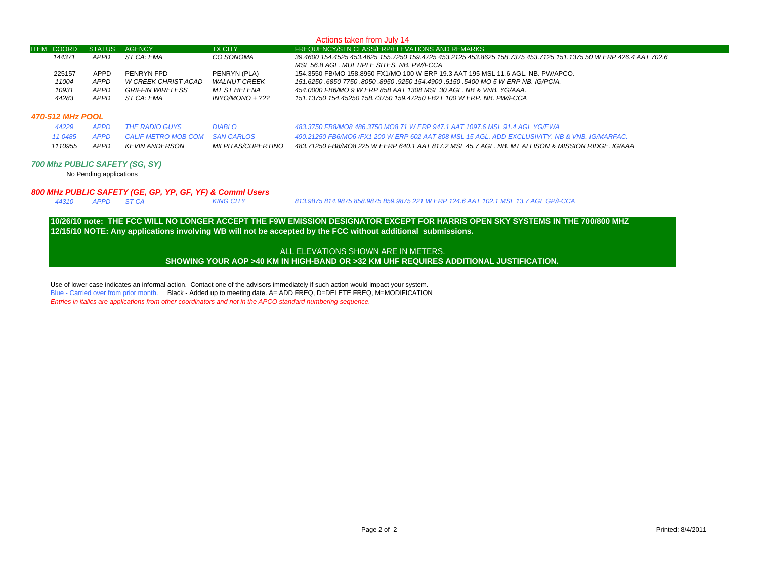Actions taken from July 14

| ITEM | COORD | STATUS | AGENCY | TX CITY | FREQUENCY/STN CLASS/ERP/ELEVATIONS AND REMARKS |
|---|---|---|---|---|---|
| | *144371* | *APPD* | *ST CA: EMA* | *CO SONOMA* | *39.4600 154.4525 453.4625 155.7250 159.4725 453.2125 453.8625 158.7375 453.7125 151.1375 50 W ERP 426.4 AAT 702.6 MSL 56.8 AGL. MULTIPLE SITES. NB. PW/FCCA* |
| | 225157 | APPD | PENRYN FPD | PENRYN (PLA) | 154.3550 FB/MO 158.8950 FX1/MO 100 W ERP 19.3 AAT 195 MSL 11.6 AGL. NB. PW/APCO. |
| | *11004* | *APPD* | *W CREEK CHRIST ACAD* | *WALNUT CREEK* | *151.6250 .6850 7750 .8050 .8950 .9250 154.4900 .5150 .5400 MO 5 W ERP NB. IG/PCIA.* |
| | *10931* | *APPD* | *GRIFFIN WIRELESS* | *MT ST HELENA* | *454.0000 FB6/MO 9 W ERP 858 AAT 1308 MSL 30 AGL. NB & VNB. YG/AAA.* |
| | *44283* | *APPD* | *ST CA: EMA* | *INYO/MONO + ???* | *151.13750 154.45250 158.73750 159.47250 FB2T 100 W ERP. NB. PW/FCCA* |

### *470-512 MHz POOL*

| | | | | | |
|---|---|---|---|---|---|
| | *44229* | *APPD* | *THE RADIO GUYS* | *DIABLO* | *483.3750 FB8/MO8 486.3750 MO8 71 W ERP 947.1 AAT 1097.6 MSL 91.4 AGL YG/EWA* |
| | *11-0485* | *APPD* | *CALIF METRO MOB COM* | *SAN CARLOS* | *490.21250 FB6/MO6 /FX1 200 W ERP 602 AAT 808 MSL 15 AGL. ADD EXCLUSIVITY. NB & VNB. IG/MARFAC.* |
| | *1110955* | *APPD* | *KEVIN ANDERSON* | *MILPITAS/CUPERTINO* | *483.71250 FB8/MO8 225 W EERP 640.1 AAT 817.2 MSL 45.7 AGL. NB. MT ALLISON & MISSION RIDGE. IG/AAA* |

### *700 Mhz PUBLIC SAFETY (SG, SY)*

No Pending applications

### *800 MHz PUBLIC SAFETY (GE, GP, YP, GF, YF) & Comml Users*

| | | | | | |
|---|---|---|---|---|---|
| | *44310* | *APPD* | *ST CA* | *KING CITY* | *813.9875 814.9875 858.9875 859.9875 221 W ERP 124.6 AAT 102.1 MSL 13.7 AGL GP/FCCA* |

**10/26/10 note: THE FCC WILL NO LONGER ACCEPT THE F9W EMISSION DESIGNATOR EXCEPT FOR HARRIS OPEN SKY SYSTEMS IN THE 700/800 MHZ**
**12/15/10 NOTE: Any applications involving WB will not be accepted by the FCC without additional submissions.**

ALL ELEVATIONS SHOWN ARE IN METERS.
**SHOWING YOUR AOP >40 KM IN HIGH-BAND OR >32 KM UHF REQUIRES ADDITIONAL JUSTIFICATION.**

Use of lower case indicates an informal action. Contact one of the advisors immediately if such action would impact your system.
Blue - Carried over from prior month. Black - Added up to meeting date. A= ADD FREQ, D=DELETE FREQ, M=MODIFICATION
*Entries in italics are applications from other coordinators and not in the APCO standard numbering sequence.*

Printed: 8/4/2011